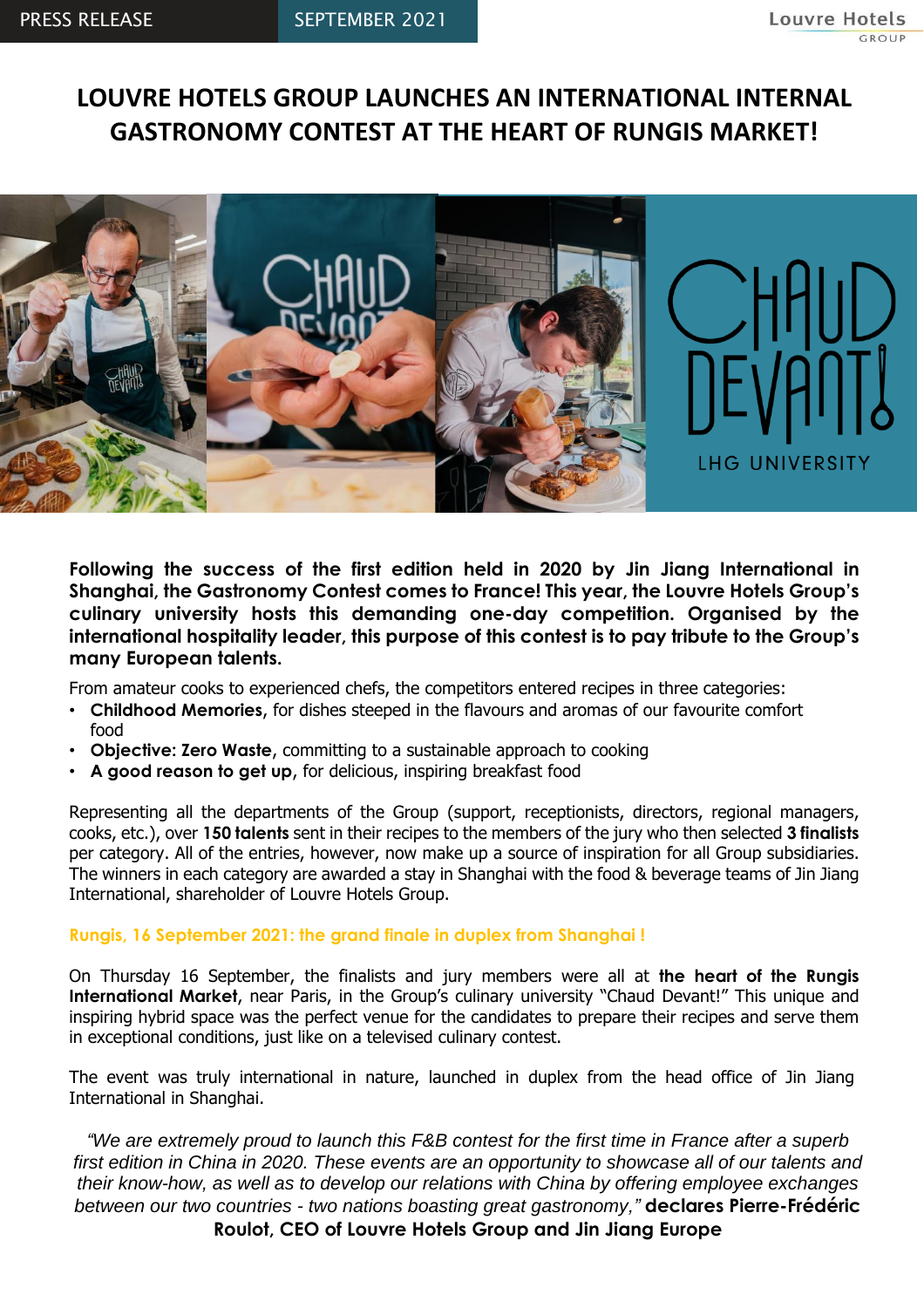PRESS RELEASE SEPTEMBER 2021

# LOUVRE HOTELS GROUP LAUNCHES AN INTERNATIONAL INTERNAL GASTRONOMY CONTEST AT THE HEART OF RUNGIS MARKET!

**Following the success of the first edition held in 2020 by Jin Jiang International in Shanghai, the Gastronomy Contest comes to France! This year, the Louvre Hotels Group's culinary university hosts this demanding one-day competition. Organised by the international hospitality leader, this purpose of this contest is to pay tribute to the Group's many European talents.**

From amateur cooks to experienced chefs, the competitors entered recipes in three categories:

- **Childhood Memories**, for dishes steeped in the flavours and aromas of our favourite comfort food
- **Objective: Zero Waste**, committing to a sustainable approach to cooking
- **A good reason to get up**, for delicious, inspiring breakfast food

Representing all the departments of the Group (support, receptionists, directors, regional managers, cooks, etc.), over **150 talents** sent in their recipes to the members of the jury who then selected **3 finalists** per category. All of the entries, however, now make up a source of inspiration for all Group subsidiaries. The winners in each category are awarded a stay in Shanghai with the food & beverage teams of Jin Jiang International, shareholder of Louvre Hotels Group.

## Rungis, 16 September 2021: the grand finale in duplex from Shanghai !

On Thursday 16 September, the finalists and jury members were all at **the heart of the Rungis International Market**, near Paris, in the Group's culinary university "Chaud Devant!" This unique and inspiring hybrid space was the perfect venue for the candidates to prepare their recipes and serve them in exceptional conditions, just like on a televised culinary contest.

The event was truly international in nature, launched in duplex from the head office of Jin Jiang International in Shanghai.

*"We are extremely proud to launch this F&B contest for the first time in France after a superb first edition in China in 2020. These events are an opportunity to showcase all of our talents and their know-how, as well as to develop our relations with China by offering employee exchanges between our two countries - two nations boasting great gastronomy,"* **declares Pierre-Frédéric Roulot, CEO of Louvre Hotels Group and Jin Jiang Europe**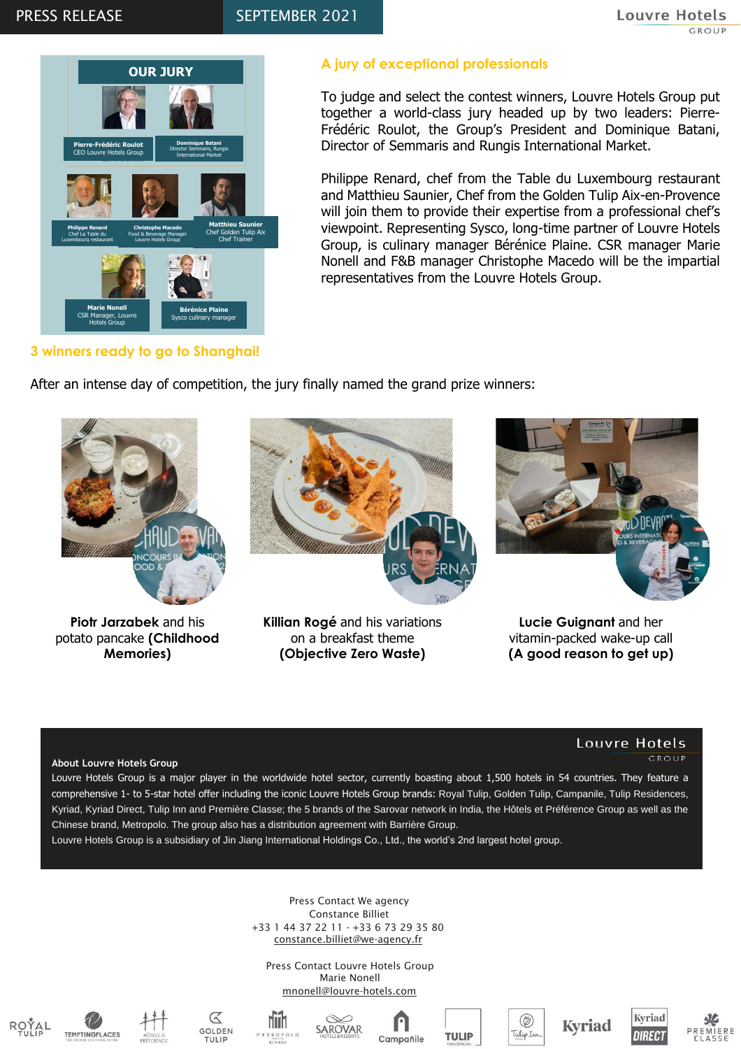## OUR JURY

**Pierre-Frédéric Roulot**
CEO Louvre Hotels Group

**Dominique Batani**
Director Semmaris, Rungis International Market

**Philippe Renard**
Chef La Table du Luxembourg restaurant

**Christophe Macedo**
Food & Beverage Manager Louvre Hotels Group

**Matthieu Saunier**
Chef Golden Tulip Aix
Chef Trainer

**Marie Nonell**
CSR Manager, Louvre Hotels Group

**Bérénice Plaine**
Sysco culinary manager

## A jury of exceptional professionals

To judge and select the contest winners, Louvre Hotels Group put together a world-class jury headed up by two leaders: Pierre-Frédéric Roulot, the Group's President and Dominique Batani, Director of Semmaris and Rungis International Market.

Philippe Renard, chef from the Table du Luxembourg restaurant and Matthieu Saunier, Chef from the Golden Tulip Aix-en-Provence will join them to provide their expertise from a professional chef's viewpoint. Representing Sysco, long-time partner of Louvre Hotels Group, is culinary manager Bérénice Plaine. CSR manager Marie Nonell and F&B manager Christophe Macedo will be the impartial representatives from the Louvre Hotels Group.

## 3 winners ready to go to Shanghai!

After an intense day of competition, the jury finally named the grand prize winners:

**Piotr Jarzabek** and his potato pancake **(Childhood Memories)**

**Killian Rogé** and his variations on a breakfast theme **(Objective Zero Waste)**

**Lucie Guignant** and her vitamin-packed wake-up call **(A good reason to get up)**

**About Louvre Hotels Group**

Louvre Hotels Group is a major player in the worldwide hotel sector, currently boasting about 1,500 hotels in 54 countries. They feature a comprehensive 1- to 5-star hotel offer including the iconic Louvre Hotels Group brands: Royal Tulip, Golden Tulip, Campanile, Tulip Residences, Kyriad, Kyriad Direct, Tulip Inn and Première Classe; the 5 brands of the Sarovar network in India, the Hôtels et Préférence Group as well as the Chinese brand, Metropolo. The group also has a distribution agreement with Barrière Group.
Louvre Hotels Group is a subsidiary of Jin Jiang International Holdings Co., Ltd., the world's 2nd largest hotel group.

Press Contact We agency
Constance Billiet
+33 1 44 37 22 11 - +33 6 73 29 35 80
constance.billiet@we-agency.fr

Press Contact Louvre Hotels Group
Marie Nonell
mnonell@louvre-hotels.com